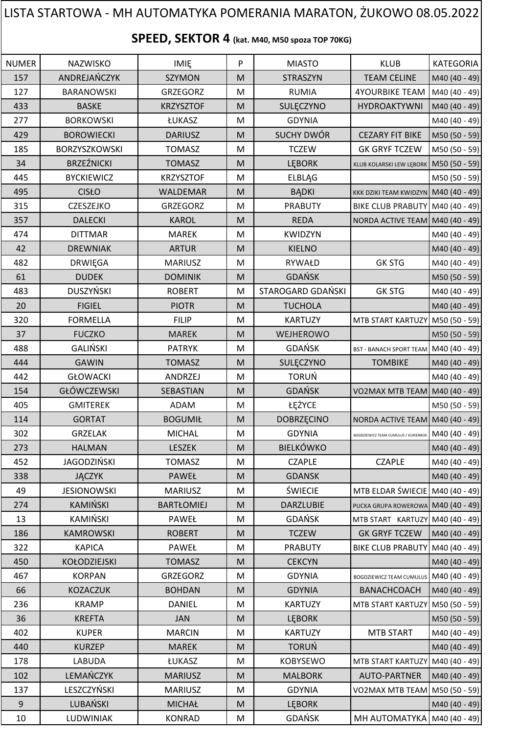# LISTA STARTOWA - MH AUTOMATYKA POMERANIA MARATON, ŻUKOWO 08.05.2022

## SPEED, SEKTOR 4 (kat. M40, M50 spoza TOP 70KG)

| NUMER | NAZWISKO | IMIĘ | P | MIASTO | KLUB | KATEGORIA |
|---|---|---|---|---|---|---|
| 157 | ANDREJAŃCZYK | SZYMON | M | STRASZYN | TEAM CELINE | M40 (40 - 49) |
| 127 | BARANOWSKI | GRZEGORZ | M | RUMIA | 4YOURBIKE TEAM | M40 (40 - 49) |
| 433 | BASKE | KRZYSZTOF | M | SULĘCZYNO | HYDROAKTYWNI | M40 (40 - 49) |
| 277 | BORKOWSKI | ŁUKASZ | M | GDYNIA | | M40 (40 - 49) |
| 429 | BOROWIECKI | DARIUSZ | M | SUCHY DWÓR | CEZARY FIT BIKE | M50 (50 - 59) |
| 185 | BORZYSZKOWSKI | TOMASZ | M | TCZEW | GK GRYF TCZEW | M50 (50 - 59) |
| 34 | BRZEŹNICKI | TOMASZ | M | LĘBORK | KLUB KOLARSKI LEW LĘBORK | M50 (50 - 59) |
| 445 | BYCKIEWICZ | KRZYSZTOF | M | ELBLĄG | | M50 (50 - 59) |
| 495 | CISŁO | WALDEMAR | M | BĄDKI | KKK DZIKI TEAM KWIDZYN | M40 (40 - 49) |
| 315 | CZESZEJKO | GRZEGORZ | M | PRABUTY | BIKE CLUB PRABUTY | M40 (40 - 49) |
| 357 | DALECKI | KAROL | M | REDA | NORDA ACTIVE TEAM | M40 (40 - 49) |
| 474 | DITTMAR | MAREK | M | KWIDZYN | | M40 (40 - 49) |
| 42 | DREWNIAK | ARTUR | M | KIELNO | | M40 (40 - 49) |
| 482 | DRWIĘGA | MARIUSZ | M | RYWAŁD | GK STG | M40 (40 - 49) |
| 61 | DUDEK | DOMINIK | M | GDAŃSK | | M50 (50 - 59) |
| 483 | DUSZYŃSKI | ROBERT | M | STAROGARD GDAŃSKI | GK STG | M40 (40 - 49) |
| 20 | FIGIEL | PIOTR | M | TUCHOLA | | M40 (40 - 49) |
| 320 | FORMELLA | FILIP | M | KARTUZY | MTB START KARTUZY | M50 (50 - 59) |
| 37 | FUCZKO | MAREK | M | WEJHEROWO | | M50 (50 - 59) |
| 488 | GALIŃSKI | PATRYK | M | GDAŃSK | BST - BANACH SPORT TEAM | M40 (40 - 49) |
| 444 | GAWIN | TOMASZ | M | SULĘCZYNO | TOMBIKE | M40 (40 - 49) |
| 442 | GŁOWACKI | ANDRZEJ | M | TORUŃ | | M40 (40 - 49) |
| 154 | GŁÓWCZEWSKI | SEBASTIAN | M | GDAŃSK | VO2MAX MTB TEAM | M40 (40 - 49) |
| 405 | GMITEREK | ADAM | M | ŁĘŻYCE | | M50 (50 - 59) |
| 114 | GORTAT | BOGUMIŁ | M | DOBRZĘCINO | NORDA ACTIVE TEAM | M40 (40 - 49) |
| 302 | GRZELAK | MICHAL | M | GDYNIA | BOGDZIEWICZ TEAM CUMULUS / KURIERBOX | M40 (40 - 49) |
| 273 | HALMAN | LESZEK | M | BIELKÓWKO | | M40 (40 - 49) |
| 452 | JAGODZIŃSKI | TOMASZ | M | CZAPLE | CZAPLE | M40 (40 - 49) |
| 338 | JĄCZYK | PAWEŁ | M | GDANSK | | M40 (40 - 49) |
| 49 | JESIONOWSKI | MARIUSZ | M | ŚWIECIE | MTB ELDAR ŚWIECIE | M40 (40 - 49) |
| 274 | KAMIŃSKI | BARTŁOMIEJ | M | DARZLUBIE | PUCKA GRUPA ROWEROWA | M40 (40 - 49) |
| 13 | KAMIŃSKI | PAWEŁ | M | GDAŃSK | MTB START KARTUZY | M40 (40 - 49) |
| 186 | KAMROWSKI | ROBERT | M | TCZEW | GK GRYF TCZEW | M40 (40 - 49) |
| 322 | KAPICA | PAWEŁ | M | PRABUTY | BIKE CLUB PRABUTY | M40 (40 - 49) |
| 450 | KOŁODZIEJSKI | TOMASZ | M | CEKCYN | | M40 (40 - 49) |
| 467 | KORPAN | GRZEGORZ | M | GDYNIA | BOGDZIEWICZ TEAM CUMULUS | M40 (40 - 49) |
| 66 | KOZACZUK | BOHDAN | M | GDYNIA | BANACHCOACH | M40 (40 - 49) |
| 236 | KRAMP | DANIEL | M | KARTUZY | MTB START KARTUZY | M50 (50 - 59) |
| 36 | KREFTA | JAN | M | LĘBORK | | M50 (50 - 59) |
| 402 | KUPER | MARCIN | M | KARTUZY | MTB START | M40 (40 - 49) |
| 440 | KURZEP | MAREK | M | TORUŃ | | M40 (40 - 49) |
| 178 | LABUDA | ŁUKASZ | M | KOBYSEWO | MTB START KARTUZY | M40 (40 - 49) |
| 102 | LEMAŃCZYK | MARIUSZ | M | MALBORK | AUTO-PARTNER | M40 (40 - 49) |
| 137 | LESZCZYŃSKI | MARIUSZ | M | GDYNIA | VO2MAX MTB TEAM | M50 (50 - 59) |
| 9 | LUBAŃSKI | MICHAŁ | M | LĘBORK | | M40 (40 - 49) |
| 10 | LUDWINIAK | KONRAD | M | GDAŃSK | MH AUTOMATYKA | M40 (40 - 49) |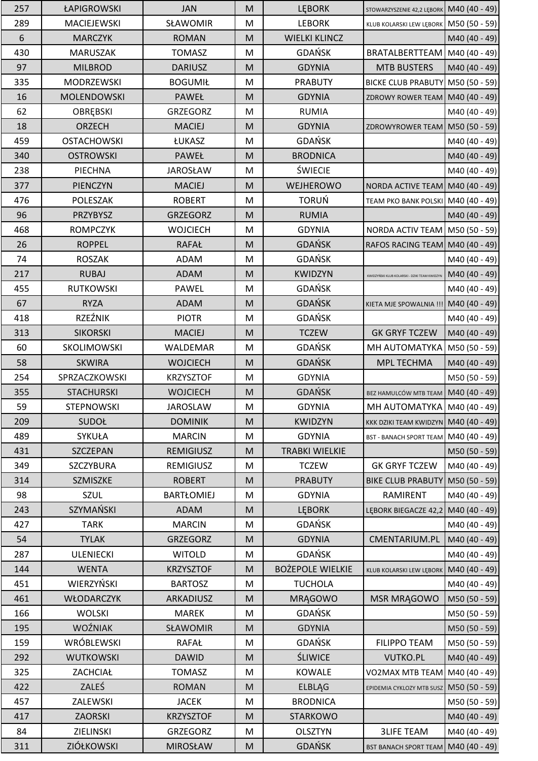| | | | | | | |
|---|---|---|---|---|---|---|
| 257 | ŁAPIGROWSKI | JAN | M | LĘBORK | STOWARZYSZENIE 42,2 LĘBORK | M40 (40 - 49) |
| 289 | MACIEJEWSKI | SŁAWOMIR | M | LEBORK | KLUB KOLARSKI LEW LĘBORK | M50 (50 - 59) |
| 6 | MARCZYK | ROMAN | M | WIELKI KLINCZ | | M40 (40 - 49) |
| 430 | MARUSZAK | TOMASZ | M | GDAŃSK | BRATALBERTTEAM | M40 (40 - 49) |
| 97 | MILBROD | DARIUSZ | M | GDYNIA | MTB BUSTERS | M40 (40 - 49) |
| 335 | MODRZEWSKI | BOGUMIŁ | M | PRABUTY | BICKE CLUB PRABUTY | M50 (50 - 59) |
| 16 | MOLENDOWSKI | PAWEŁ | M | GDYNIA | ZDROWY ROWER TEAM | M40 (40 - 49) |
| 62 | OBRĘBSKI | GRZEGORZ | M | RUMIA | | M40 (40 - 49) |
| 18 | ORZECH | MACIEJ | M | GDYNIA | ZDROWYROWER TEAM | M50 (50 - 59) |
| 459 | OSTACHOWSKI | ŁUKASZ | M | GDAŃSK | | M40 (40 - 49) |
| 340 | OSTROWSKI | PAWEŁ | M | BRODNICA | | M40 (40 - 49) |
| 238 | PIECHNA | JAROSŁAW | M | ŚWIECIE | | M40 (40 - 49) |
| 377 | PIENCZYN | MACIEJ | M | WEJHEROWO | NORDA ACTIVE TEAM | M40 (40 - 49) |
| 476 | POLESZAK | ROBERT | M | TORUŃ | TEAM PKO BANK POLSKI | M40 (40 - 49) |
| 96 | PRZYBYSZ | GRZEGORZ | M | RUMIA | | M40 (40 - 49) |
| 468 | ROMPCZYK | WOJCIECH | M | GDYNIA | NORDA ACTIV TEAM | M50 (50 - 59) |
| 26 | ROPPEL | RAFAŁ | M | GDAŃSK | RAFOS RACING TEAM | M40 (40 - 49) |
| 74 | ROSZAK | ADAM | M | GDAŃSK | | M40 (40 - 49) |
| 217 | RUBAJ | ADAM | M | KWIDZYN | KWIDZYŃSKI KLUB KOLARSKI - DZIKI TEAM KWIDZYN | M40 (40 - 49) |
| 455 | RUTKOWSKI | PAWEL | M | GDAŃSK | | M40 (40 - 49) |
| 67 | RYZA | ADAM | M | GDAŃSK | KIETA MJE SPOWALNIA !!! | M40 (40 - 49) |
| 418 | RZEŹNIK | PIOTR | M | GDAŃSK | | M40 (40 - 49) |
| 313 | SIKORSKI | MACIEJ | M | TCZEW | GK GRYF TCZEW | M40 (40 - 49) |
| 60 | SKOLIMOWSKI | WALDEMAR | M | GDAŃSK | MH AUTOMATYKA | M50 (50 - 59) |
| 58 | SKWIRA | WOJCIECH | M | GDAŃSK | MPL TECHMA | M40 (40 - 49) |
| 254 | SPRZACZKOWSKI | KRZYSZTOF | M | GDYNIA | | M50 (50 - 59) |
| 355 | STACHURSKI | WOJCIECH | M | GDAŃSK | BEZ HAMULCÓW MTB TEAM | M40 (40 - 49) |
| 59 | STEPNOWSKI | JAROSLAW | M | GDYNIA | MH AUTOMATYKA | M40 (40 - 49) |
| 209 | SUDOŁ | DOMINIK | M | KWIDZYN | KKK DZIKI TEAM KWIDZYN | M40 (40 - 49) |
| 489 | SYKUŁA | MARCIN | M | GDYNIA | BST - BANACH SPORT TEAM | M40 (40 - 49) |
| 431 | SZCZEPAN | REMIGIUSZ | M | TRABKI WIELKIE | | M50 (50 - 59) |
| 349 | SZCZYBURA | REMIGIUSZ | M | TCZEW | GK GRYF TCZEW | M40 (40 - 49) |
| 314 | SZMISZKE | ROBERT | M | PRABUTY | BIKE CLUB PRABUTY | M50 (50 - 59) |
| 98 | SZUL | BARTŁOMIEJ | M | GDYNIA | RAMIRENT | M40 (40 - 49) |
| 243 | SZYMAŃSKI | ADAM | M | LĘBORK | LĘBORK BIEGACZE 42,2 | M40 (40 - 49) |
| 427 | TARK | MARCIN | M | GDAŃSK | | M40 (40 - 49) |
| 54 | TYLAK | GRZEGORZ | M | GDYNIA | CMENTARIUM.PL | M40 (40 - 49) |
| 287 | ULENIECKI | WITOLD | M | GDAŃSK | | M40 (40 - 49) |
| 144 | WENTA | KRZYSZTOF | M | BOŻEPOLE WIELKIE | KLUB KOLARSKI LEW LĘBORK | M40 (40 - 49) |
| 451 | WIERZYŃSKI | BARTOSZ | M | TUCHOLA | | M40 (40 - 49) |
| 461 | WŁODARCZYK | ARKADIUSZ | M | MRĄGOWO | MSR MRĄGOWO | M50 (50 - 59) |
| 166 | WOLSKI | MAREK | M | GDAŃSK | | M50 (50 - 59) |
| 195 | WOŹNIAK | SŁAWOMIR | M | GDYNIA | | M50 (50 - 59) |
| 159 | WRÓBLEWSKI | RAFAŁ | M | GDAŃSK | FILIPPO TEAM | M50 (50 - 59) |
| 292 | WUTKOWSKI | DAWID | M | ŚLIWICE | VUTKO.PL | M40 (40 - 49) |
| 325 | ZACHCIAŁ | TOMASZ | M | KOWALE | VO2MAX MTB TEAM | M40 (40 - 49) |
| 422 | ZALEŚ | ROMAN | M | ELBLĄG | EPIDEMIA CYKLOZY MTB SUSZ | M50 (50 - 59) |
| 457 | ZALEWSKI | JACEK | M | BRODNICA | | M50 (50 - 59) |
| 417 | ZAORSKI | KRZYSZTOF | M | STARKOWO | | M40 (40 - 49) |
| 84 | ZIELINSKI | GRZEGORZ | M | OLSZTYN | 3LIFE TEAM | M40 (40 - 49) |
| 311 | ZIÓŁKOWSKI | MIROSŁAW | M | GDAŃSK | BST BANACH SPORT TEAM | M40 (40 - 49) |